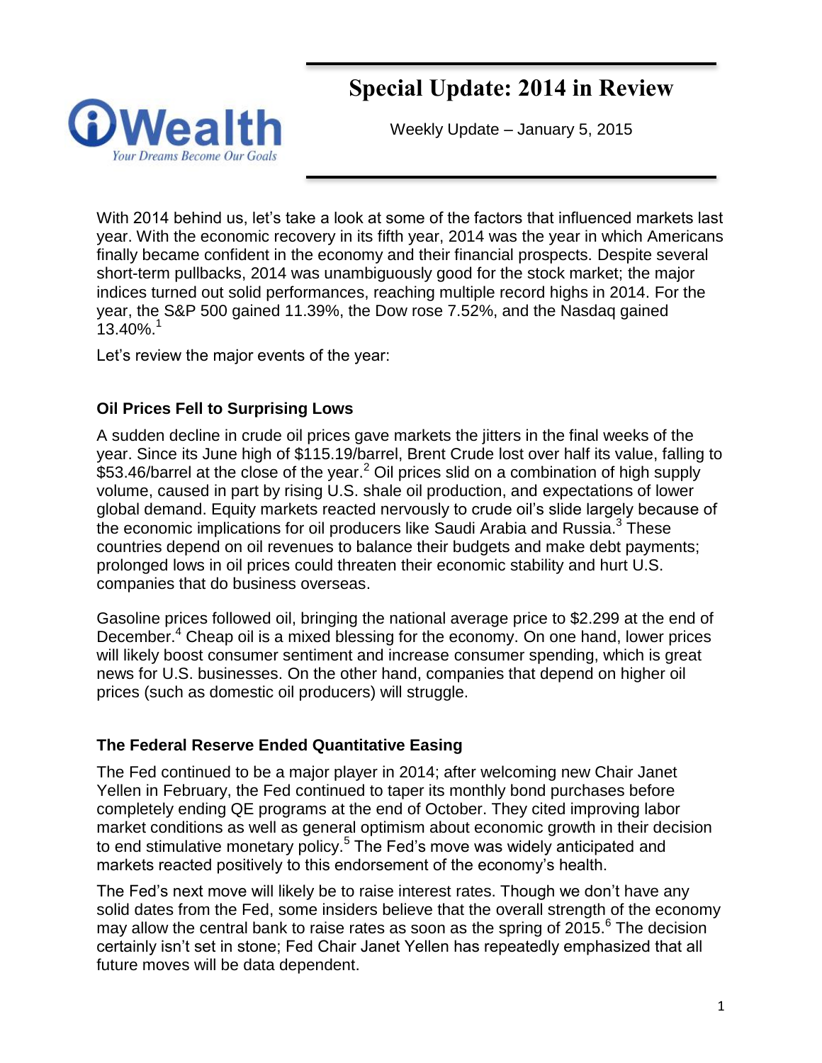# Special Update: 2014 in Review

Weekly Update – January 5, 2015

With 2014 behind us, let's take a look at some of the factors that influenced markets last year. With the economic recovery in its fifth year, 2014 was the year in which Americans finally became confident in the economy and their financial prospects. Despite several short-term pullbacks, 2014 was unambiguously good for the stock market; the major indices turned out solid performances, reaching multiple record highs in 2014. For the year, the S&P 500 gained 11.39%, the Dow rose 7.52%, and the Nasdaq gained 13.40%.[1]

Let's review the major events of the year:

### Oil Prices Fell to Surprising Lows

A sudden decline in crude oil prices gave markets the jitters in the final weeks of the year. Since its June high of $115.19/barrel, Brent Crude lost over half its value, falling to $53.46/barrel at the close of the year.[2] Oil prices slid on a combination of high supply volume, caused in part by rising U.S. shale oil production, and expectations of lower global demand. Equity markets reacted nervously to crude oil's slide largely because of the economic implications for oil producers like Saudi Arabia and Russia.[3] These countries depend on oil revenues to balance their budgets and make debt payments; prolonged lows in oil prices could threaten their economic stability and hurt U.S. companies that do business overseas.

Gasoline prices followed oil, bringing the national average price to $2.299 at the end of December.[4] Cheap oil is a mixed blessing for the economy. On one hand, lower prices will likely boost consumer sentiment and increase consumer spending, which is great news for U.S. businesses. On the other hand, companies that depend on higher oil prices (such as domestic oil producers) will struggle.

### The Federal Reserve Ended Quantitative Easing

The Fed continued to be a major player in 2014; after welcoming new Chair Janet Yellen in February, the Fed continued to taper its monthly bond purchases before completely ending QE programs at the end of October. They cited improving labor market conditions as well as general optimism about economic growth in their decision to end stimulative monetary policy.[5] The Fed's move was widely anticipated and markets reacted positively to this endorsement of the economy's health.

The Fed's next move will likely be to raise interest rates. Though we don't have any solid dates from the Fed, some insiders believe that the overall strength of the economy may allow the central bank to raise rates as soon as the spring of 2015.[6] The decision certainly isn't set in stone; Fed Chair Janet Yellen has repeatedly emphasized that all future moves will be data dependent.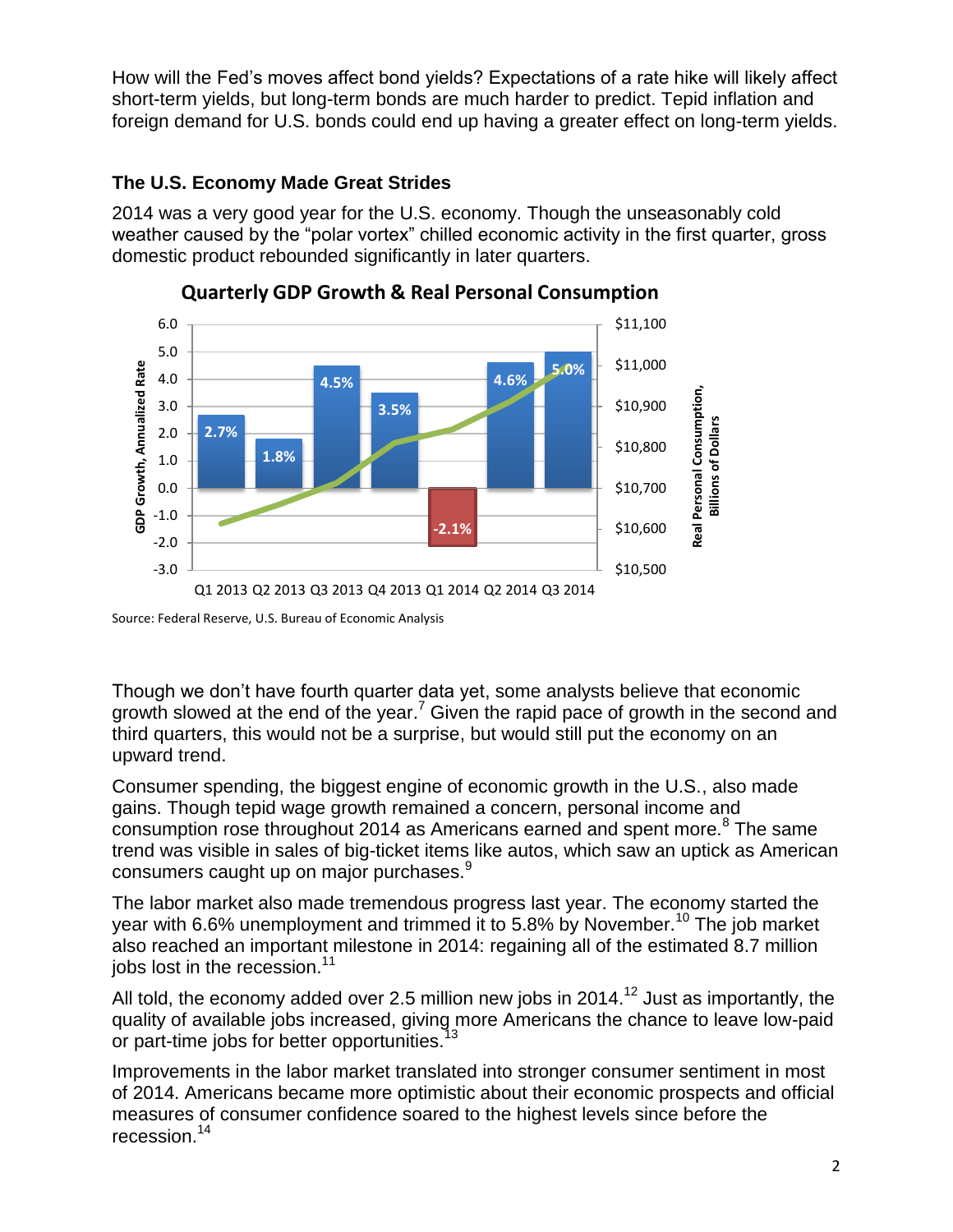How will the Fed's moves affect bond yields? Expectations of a rate hike will likely affect short-term yields, but long-term bonds are much harder to predict. Tepid inflation and foreign demand for U.S. bonds could end up having a greater effect on long-term yields.

### The U.S. Economy Made Great Strides

2014 was a very good year for the U.S. economy. Though the unseasonably cold weather caused by the "polar vortex" chilled economic activity in the first quarter, gross domestic product rebounded significantly in later quarters.

**Quarterly GDP Growth & Real Personal Consumption**

| Quarter | GDP Growth, Annualized Rate |
| --- | --- |
| Q1 2013 | 2.7% |
| Q2 2013 | 1.8% |
| Q3 2013 | 4.5% |
| Q4 2013 | 3.5% |
| Q1 2014 | -2.1% |
| Q2 2014 | 4.6% |
| Q3 2014 | 5.0% |

Source: Federal Reserve, U.S. Bureau of Economic Analysis

Though we don't have fourth quarter data yet, some analysts believe that economic growth slowed at the end of the year.[7] Given the rapid pace of growth in the second and third quarters, this would not be a surprise, but would still put the economy on an upward trend.

Consumer spending, the biggest engine of economic growth in the U.S., also made gains. Though tepid wage growth remained a concern, personal income and consumption rose throughout 2014 as Americans earned and spent more.[8] The same trend was visible in sales of big-ticket items like autos, which saw an uptick as American consumers caught up on major purchases.[9]

The labor market also made tremendous progress last year. The economy started the year with 6.6% unemployment and trimmed it to 5.8% by November.[10] The job market also reached an important milestone in 2014: regaining all of the estimated 8.7 million jobs lost in the recession.[11]

All told, the economy added over 2.5 million new jobs in 2014.[12] Just as importantly, the quality of available jobs increased, giving more Americans the chance to leave low-paid or part-time jobs for better opportunities.[13]

Improvements in the labor market translated into stronger consumer sentiment in most of 2014. Americans became more optimistic about their economic prospects and official measures of consumer confidence soared to the highest levels since before the recession.[14]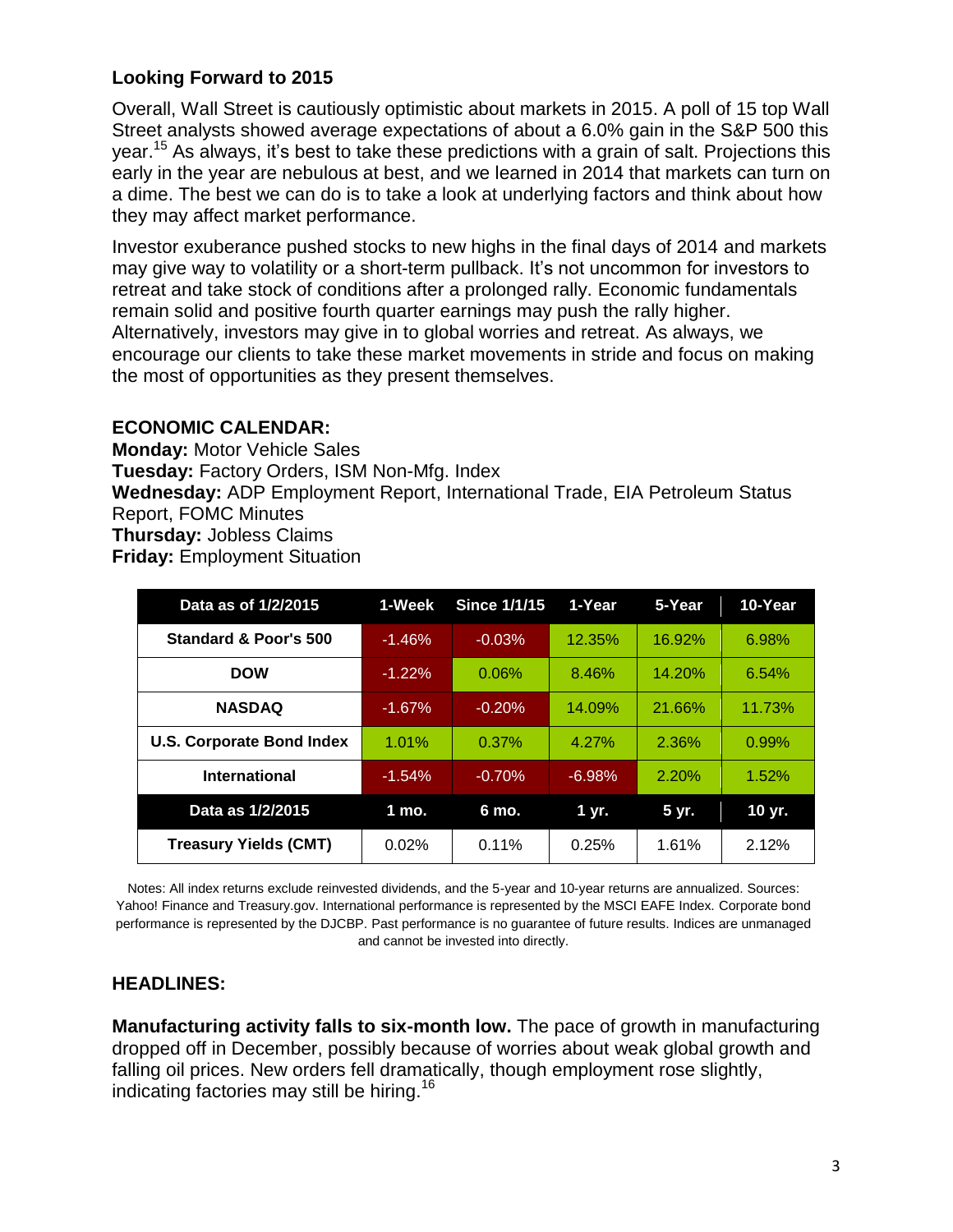### Looking Forward to 2015

Overall, Wall Street is cautiously optimistic about markets in 2015. A poll of 15 top Wall Street analysts showed average expectations of about a 6.0% gain in the S&P 500 this year.[15] As always, it's best to take these predictions with a grain of salt. Projections this early in the year are nebulous at best, and we learned in 2014 that markets can turn on a dime. The best we can do is to take a look at underlying factors and think about how they may affect market performance.

Investor exuberance pushed stocks to new highs in the final days of 2014 and markets may give way to volatility or a short-term pullback. It's not uncommon for investors to retreat and take stock of conditions after a prolonged rally. Economic fundamentals remain solid and positive fourth quarter earnings may push the rally higher. Alternatively, investors may give in to global worries and retreat. As always, we encourage our clients to take these market movements in stride and focus on making the most of opportunities as they present themselves.

### ECONOMIC CALENDAR:

**Monday:** Motor Vehicle Sales
**Tuesday:** Factory Orders, ISM Non-Mfg. Index
**Wednesday:** ADP Employment Report, International Trade, EIA Petroleum Status Report, FOMC Minutes
**Thursday:** Jobless Claims
**Friday:** Employment Situation

| Data as of 1/2/2015 | 1-Week | Since 1/1/15 | 1-Year | 5-Year | 10-Year |
|---|---|---|---|---|---|
| Standard & Poor's 500 | -1.46% | -0.03% | 12.35% | 16.92% | 6.98% |
| DOW | -1.22% | 0.06% | 8.46% | 14.20% | 6.54% |
| NASDAQ | -1.67% | -0.20% | 14.09% | 21.66% | 11.73% |
| U.S. Corporate Bond Index | 1.01% | 0.37% | 4.27% | 2.36% | 0.99% |
| International | -1.54% | -0.70% | -6.98% | 2.20% | 1.52% |
| **Data as 1/2/2015** | **1 mo.** | **6 mo.** | **1 yr.** | **5 yr.** | **10 yr.** |
| Treasury Yields (CMT) | 0.02% | 0.11% | 0.25% | 1.61% | 2.12% |

Notes: All index returns exclude reinvested dividends, and the 5-year and 10-year returns are annualized. Sources: Yahoo! Finance and Treasury.gov. International performance is represented by the MSCI EAFE Index. Corporate bond performance is represented by the DJCBP. Past performance is no guarantee of future results. Indices are unmanaged and cannot be invested into directly.

### HEADLINES:

**Manufacturing activity falls to six-month low.** The pace of growth in manufacturing dropped off in December, possibly because of worries about weak global growth and falling oil prices. New orders fell dramatically, though employment rose slightly, indicating factories may still be hiring.[16]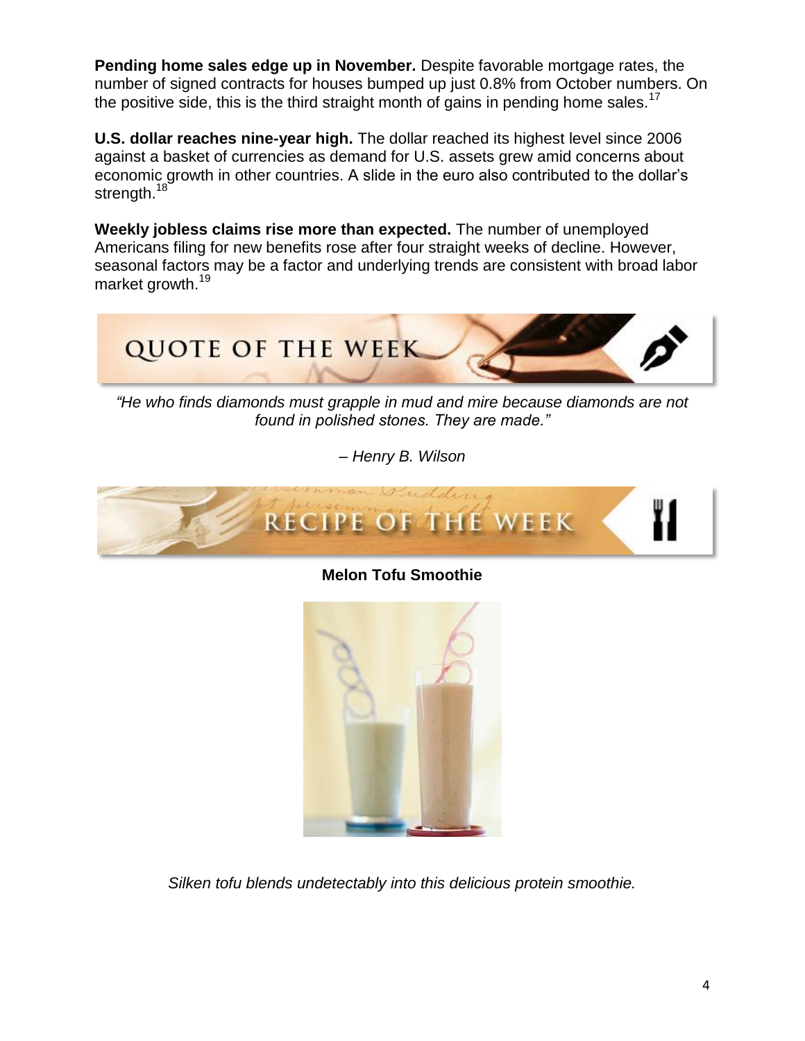**Pending home sales edge up in November.** Despite favorable mortgage rates, the number of signed contracts for houses bumped up just 0.8% from October numbers. On the positive side, this is the third straight month of gains in pending home sales.[17]

**U.S. dollar reaches nine-year high.** The dollar reached its highest level since 2006 against a basket of currencies as demand for U.S. assets grew amid concerns about economic growth in other countries. A slide in the euro also contributed to the dollar's strength.[18]

**Weekly jobless claims rise more than expected.** The number of unemployed Americans filing for new benefits rose after four straight weeks of decline. However, seasonal factors may be a factor and underlying trends are consistent with broad labor market growth.[19]

## QUOTE OF THE WEEK

*"He who finds diamonds must grapple in mud and mire because diamonds are not found in polished stones. They are made."*

*– Henry B. Wilson*

## RECIPE OF THE WEEK

**Melon Tofu Smoothie**

*Silken tofu blends undetectably into this delicious protein smoothie.*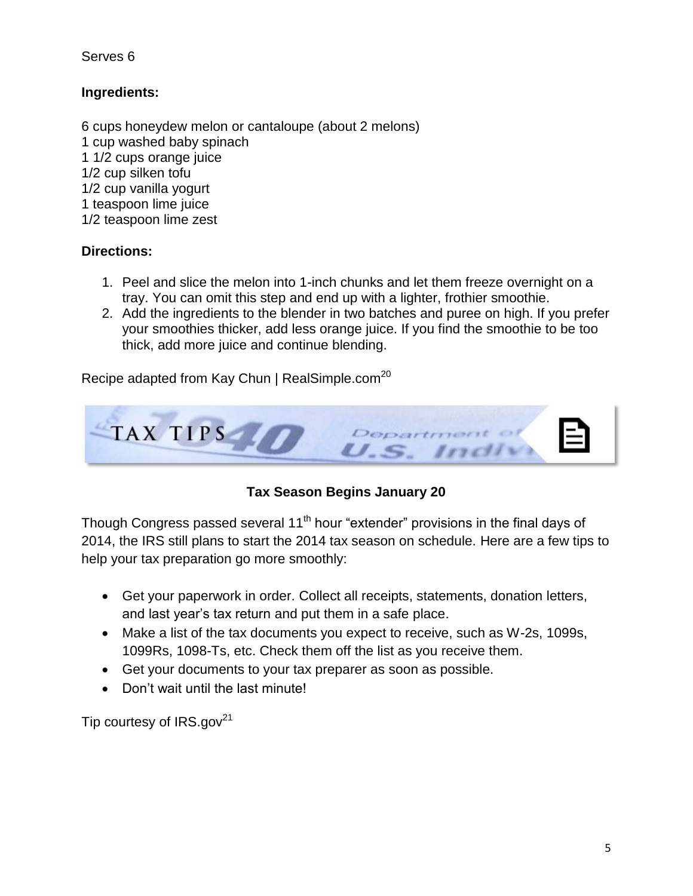Serves 6

**Ingredients:**

6 cups honeydew melon or cantaloupe (about 2 melons)
1 cup washed baby spinach
1 1/2 cups orange juice
1/2 cup silken tofu
1/2 cup vanilla yogurt
1 teaspoon lime juice
1/2 teaspoon lime zest

**Directions:**

1. Peel and slice the melon into 1-inch chunks and let them freeze overnight on a tray. You can omit this step and end up with a lighter, frothier smoothie.
2. Add the ingredients to the blender in two batches and puree on high. If you prefer your smoothies thicker, add less orange juice. If you find the smoothie to be too thick, add more juice and continue blending.

Recipe adapted from Kay Chun | RealSimple.com[20]

TAX TIPS

### Tax Season Begins January 20

Though Congress passed several 11th hour "extender" provisions in the final days of 2014, the IRS still plans to start the 2014 tax season on schedule. Here are a few tips to help your tax preparation go more smoothly:

- Get your paperwork in order. Collect all receipts, statements, donation letters, and last year's tax return and put them in a safe place.
- Make a list of the tax documents you expect to receive, such as W-2s, 1099s, 1099Rs, 1098-Ts, etc. Check them off the list as you receive them.
- Get your documents to your tax preparer as soon as possible.
- Don't wait until the last minute!

Tip courtesy of IRS.gov[21]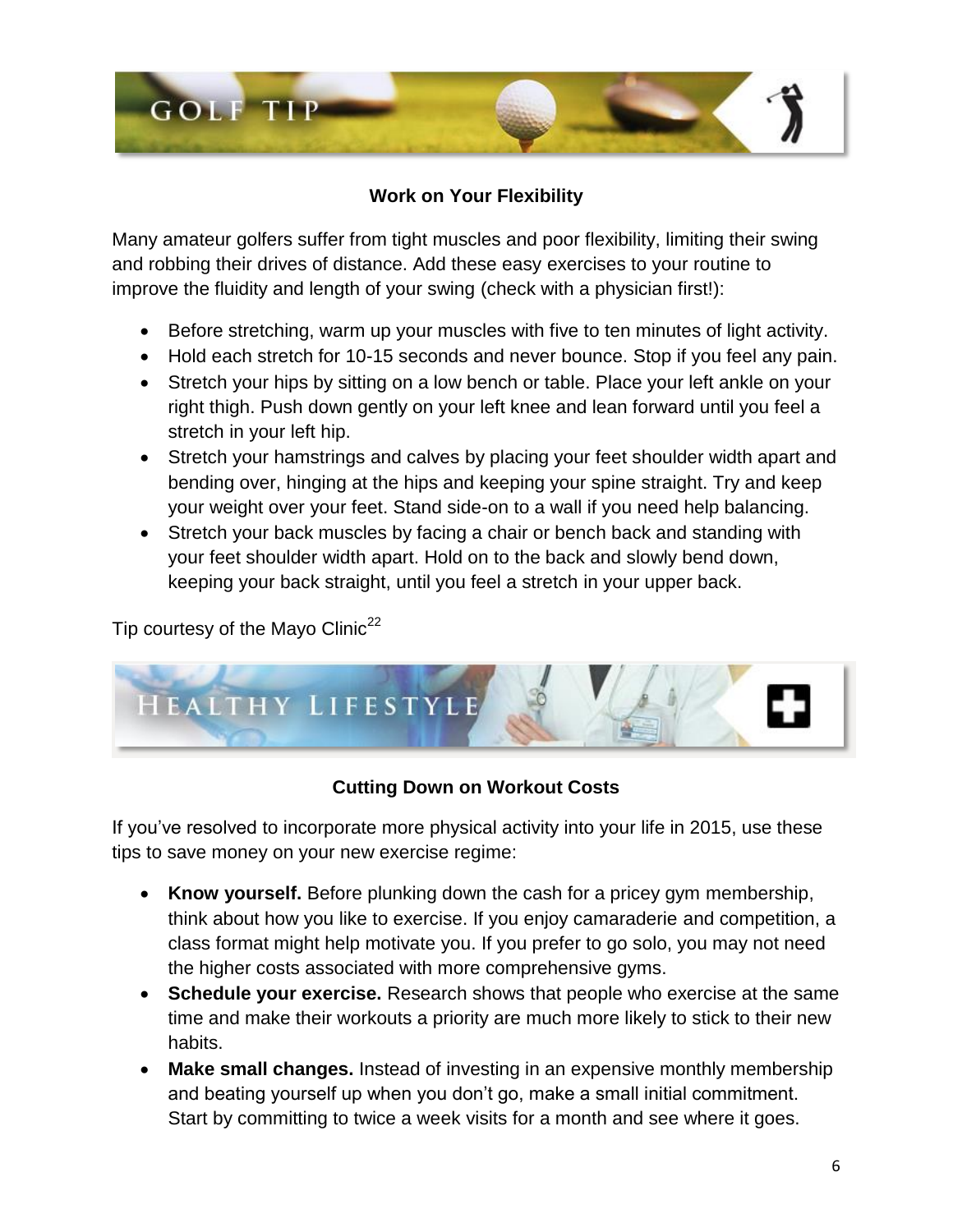# GOLF TIP

### Work on Your Flexibility

Many amateur golfers suffer from tight muscles and poor flexibility, limiting their swing and robbing their drives of distance. Add these easy exercises to your routine to improve the fluidity and length of your swing (check with a physician first!):

- Before stretching, warm up your muscles with five to ten minutes of light activity.
- Hold each stretch for 10-15 seconds and never bounce. Stop if you feel any pain.
- Stretch your hips by sitting on a low bench or table. Place your left ankle on your right thigh. Push down gently on your left knee and lean forward until you feel a stretch in your left hip.
- Stretch your hamstrings and calves by placing your feet shoulder width apart and bending over, hinging at the hips and keeping your spine straight. Try and keep your weight over your feet. Stand side-on to a wall if you need help balancing.
- Stretch your back muscles by facing a chair or bench back and standing with your feet shoulder width apart. Hold on to the back and slowly bend down, keeping your back straight, until you feel a stretch in your upper back.

Tip courtesy of the Mayo Clinic[22]

# HEALTHY LIFESTYLE

### Cutting Down on Workout Costs

If you've resolved to incorporate more physical activity into your life in 2015, use these tips to save money on your new exercise regime:

- **Know yourself.** Before plunking down the cash for a pricey gym membership, think about how you like to exercise. If you enjoy camaraderie and competition, a class format might help motivate you. If you prefer to go solo, you may not need the higher costs associated with more comprehensive gyms.
- **Schedule your exercise.** Research shows that people who exercise at the same time and make their workouts a priority are much more likely to stick to their new habits.
- **Make small changes.** Instead of investing in an expensive monthly membership and beating yourself up when you don't go, make a small initial commitment. Start by committing to twice a week visits for a month and see where it goes.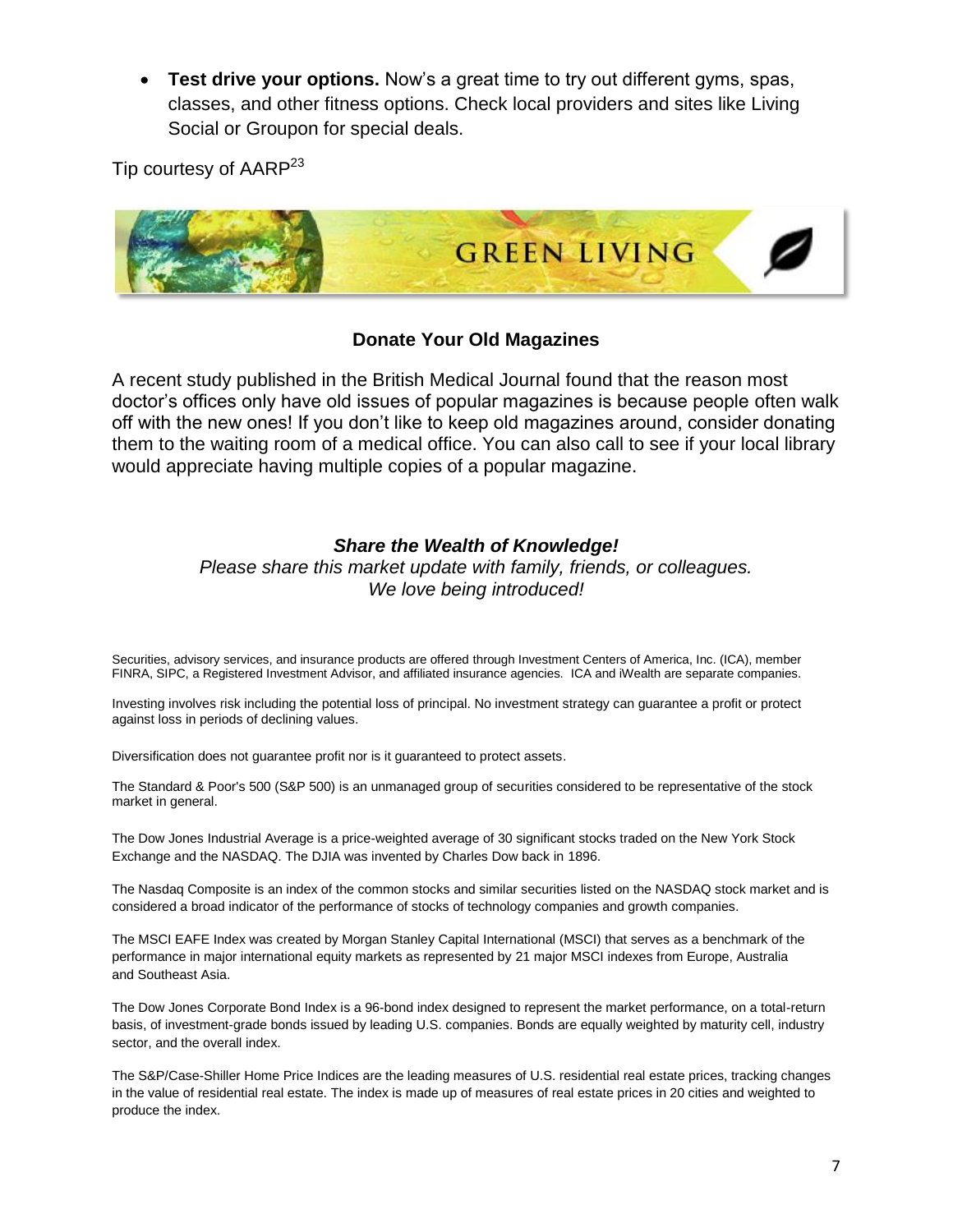- **Test drive your options.** Now's a great time to try out different gyms, spas, classes, and other fitness options. Check local providers and sites like Living Social or Groupon for special deals.

Tip courtesy of AARP[23]

## GREEN LIVING

### Donate Your Old Magazines

A recent study published in the British Medical Journal found that the reason most doctor's offices only have old issues of popular magazines is because people often walk off with the new ones! If you don't like to keep old magazines around, consider donating them to the waiting room of a medical office. You can also call to see if your local library would appreciate having multiple copies of a popular magazine.

***Share the Wealth of Knowledge!***

*Please share this market update with family, friends, or colleagues.*
*We love being introduced!*

Securities, advisory services, and insurance products are offered through Investment Centers of America, Inc. (ICA), member FINRA, SIPC, a Registered Investment Advisor, and affiliated insurance agencies. ICA and iWealth are separate companies.

Investing involves risk including the potential loss of principal. No investment strategy can guarantee a profit or protect against loss in periods of declining values.

Diversification does not guarantee profit nor is it guaranteed to protect assets.

The Standard & Poor's 500 (S&P 500) is an unmanaged group of securities considered to be representative of the stock market in general.

The Dow Jones Industrial Average is a price-weighted average of 30 significant stocks traded on the New York Stock Exchange and the NASDAQ. The DJIA was invented by Charles Dow back in 1896.

The Nasdaq Composite is an index of the common stocks and similar securities listed on the NASDAQ stock market and is considered a broad indicator of the performance of stocks of technology companies and growth companies.

The MSCI EAFE Index was created by Morgan Stanley Capital International (MSCI) that serves as a benchmark of the performance in major international equity markets as represented by 21 major MSCI indexes from Europe, Australia and Southeast Asia.

The Dow Jones Corporate Bond Index is a 96-bond index designed to represent the market performance, on a total-return basis, of investment-grade bonds issued by leading U.S. companies. Bonds are equally weighted by maturity cell, industry sector, and the overall index.

The S&P/Case-Shiller Home Price Indices are the leading measures of U.S. residential real estate prices, tracking changes in the value of residential real estate. The index is made up of measures of real estate prices in 20 cities and weighted to produce the index.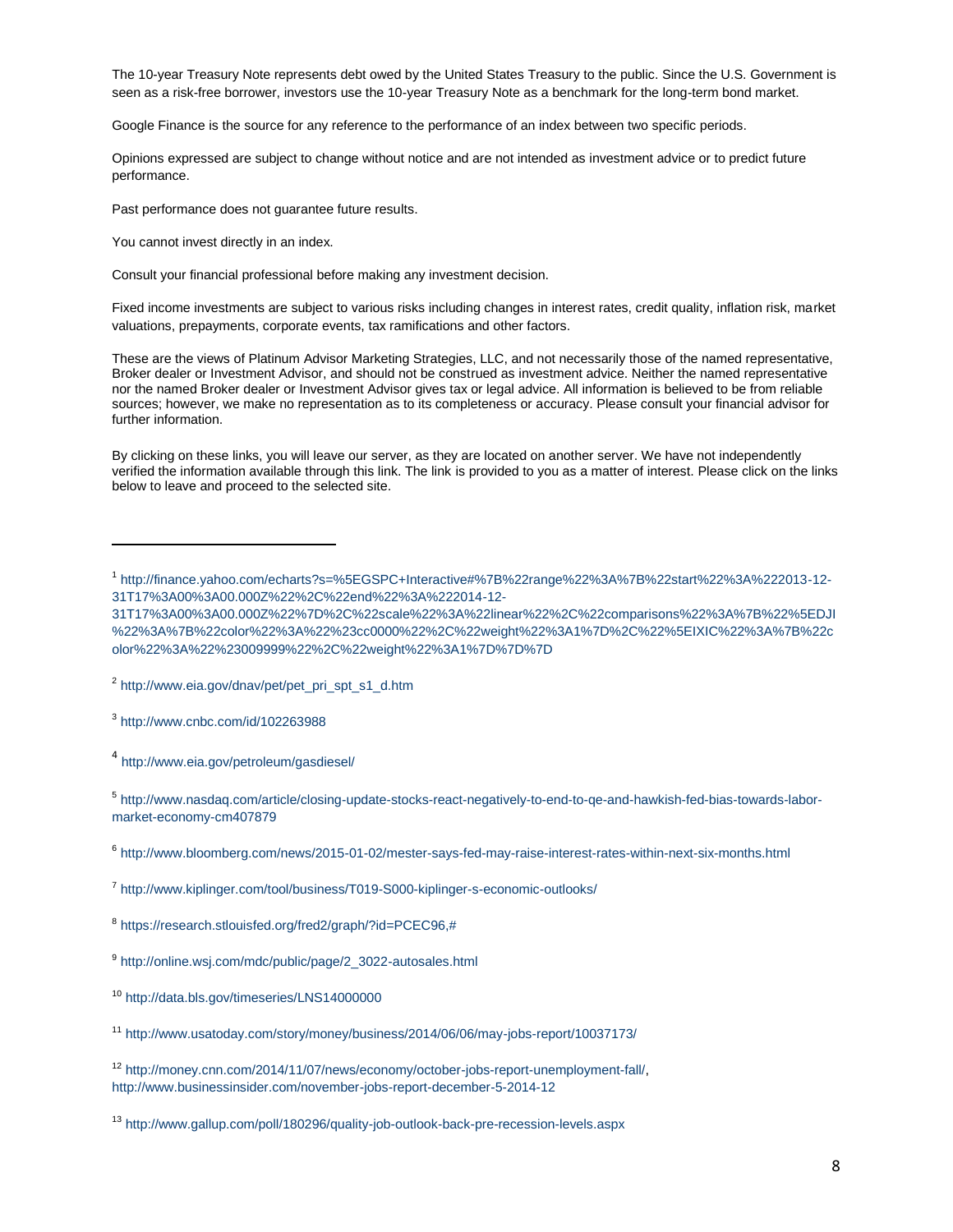The 10-year Treasury Note represents debt owed by the United States Treasury to the public. Since the U.S. Government is seen as a risk-free borrower, investors use the 10-year Treasury Note as a benchmark for the long-term bond market.

Google Finance is the source for any reference to the performance of an index between two specific periods.

Opinions expressed are subject to change without notice and are not intended as investment advice or to predict future performance.

Past performance does not guarantee future results.

You cannot invest directly in an index.

Consult your financial professional before making any investment decision.

Fixed income investments are subject to various risks including changes in interest rates, credit quality, inflation risk, market valuations, prepayments, corporate events, tax ramifications and other factors.

These are the views of Platinum Advisor Marketing Strategies, LLC, and not necessarily those of the named representative, Broker dealer or Investment Advisor, and should not be construed as investment advice. Neither the named representative nor the named Broker dealer or Investment Advisor gives tax or legal advice. All information is believed to be from reliable sources; however, we make no representation as to its completeness or accuracy. Please consult your financial advisor for further information.

By clicking on these links, you will leave our server, as they are located on another server. We have not independently verified the information available through this link. The link is provided to you as a matter of interest. Please click on the links below to leave and proceed to the selected site.

---

[1] http://finance.yahoo.com/echarts?s=%5EGSPC+Interactive#%7B%22range%22%3A%7B%22start%22%3A%222013-12-31T17%3A00%3A00.000Z%22%2C%22end%22%3A%222014-12-31T17%3A00%3A00.000Z%22%7D%2C%22scale%22%3A%22linear%22%2C%22comparisons%22%3A%7B%22%5EDJI%22%3A%7B%22color%22%3A%22%23cc0000%22%2C%22weight%22%3A1%7D%2C%22%5EIXIC%22%3A%7B%22color%22%3A%22%23009999%22%2C%22weight%22%3A1%7D%7D%7D

[2] http://www.eia.gov/dnav/pet/pet_pri_spt_s1_d.htm

[3] http://www.cnbc.com/id/102263988

[4] http://www.eia.gov/petroleum/gasdiesel/

[5] http://www.nasdaq.com/article/closing-update-stocks-react-negatively-to-end-to-qe-and-hawkish-fed-bias-towards-labor-market-economy-cm407879

[6] http://www.bloomberg.com/news/2015-01-02/mester-says-fed-may-raise-interest-rates-within-next-six-months.html

[7] http://www.kiplinger.com/tool/business/T019-S000-kiplinger-s-economic-outlooks/

[8] https://research.stlouisfed.org/fred2/graph/?id=PCEC96,#

[9] http://online.wsj.com/mdc/public/page/2_3022-autosales.html

[10] http://data.bls.gov/timeseries/LNS14000000

[11] http://www.usatoday.com/story/money/business/2014/06/06/may-jobs-report/10037173/

[12] http://money.cnn.com/2014/11/07/news/economy/october-jobs-report-unemployment-fall/, http://www.businessinsider.com/november-jobs-report-december-5-2014-12

[13] http://www.gallup.com/poll/180296/quality-job-outlook-back-pre-recession-levels.aspx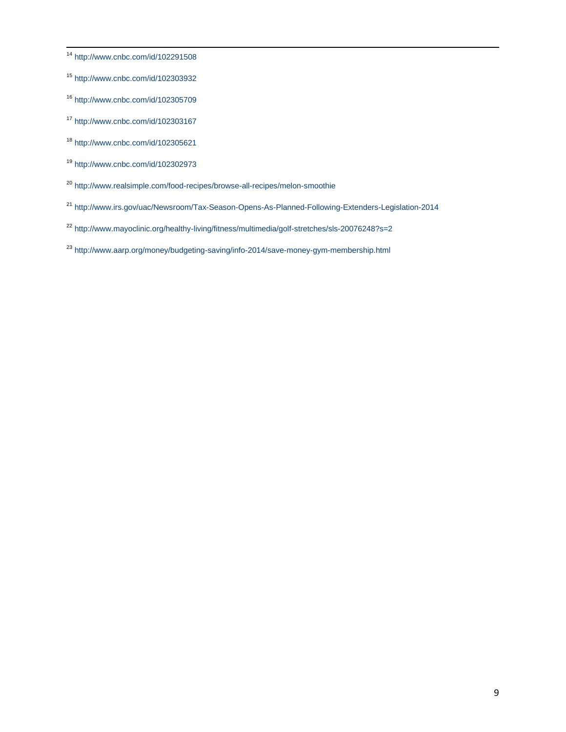[14] http://www.cnbc.com/id/102291508

[15] http://www.cnbc.com/id/102303932

[16] http://www.cnbc.com/id/102305709

[17] http://www.cnbc.com/id/102303167

[18] http://www.cnbc.com/id/102305621

[19] http://www.cnbc.com/id/102302973

[20] http://www.realsimple.com/food-recipes/browse-all-recipes/melon-smoothie

[21] http://www.irs.gov/uac/Newsroom/Tax-Season-Opens-As-Planned-Following-Extenders-Legislation-2014

[22] http://www.mayoclinic.org/healthy-living/fitness/multimedia/golf-stretches/sls-20076248?s=2

[23] http://www.aarp.org/money/budgeting-saving/info-2014/save-money-gym-membership.html